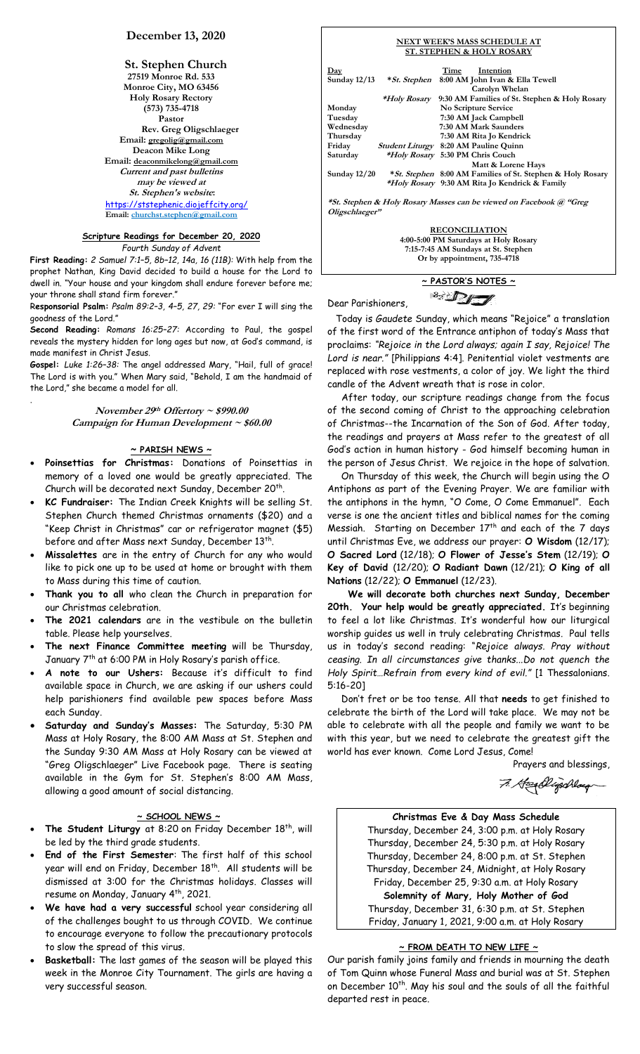# December 13, 2020

**St. Stephen Church**
27519 Monroe Rd. 533
Monroe City, MO 63456
Holy Rosary Rectory
(573) 735-4718
Pastor
Rev. Greg Oligschlaeger
Email: gregolig@gmail.com
Deacon Mike Long
Email: deaconmikelong@gmail.com
*Current and past bulletins may be viewed at St. Stephen's website*:
https://ststephenic.diojeffcity.org/
Email: churchst.stephen@gmail.com

## Scripture Readings for December 20, 2020

*Fourth Sunday of Advent*

**First Reading:** *2 Samuel 7:1–5, 8b–12, 14a, 16 (11B):* With help from the prophet Nathan, King David decided to build a house for the Lord to dwell in. "Your house and your kingdom shall endure forever before me; your throne shall stand firm forever."

**Responsorial Psalm:** *Psalm 89:2–3, 4–5, 27, 29:* "For ever I will sing the goodness of the Lord."

**Second Reading:** *Romans 16:25–27:* According to Paul, the gospel reveals the mystery hidden for long ages but now, at God's command, is made manifest in Christ Jesus.

**Gospel:** *Luke 1:26–38:* The angel addressed Mary, "Hail, full of grace! The Lord is with you." When Mary said, "Behold, I am the handmaid of the Lord," she became a model for all.

***November 29th Offertory ~ $990.00***
***Campaign for Human Development ~ $60.00***

## ~ PARISH NEWS ~

- **Poinsettias for Christmas:** Donations of Poinsettias in memory of a loved one would be greatly appreciated. The Church will be decorated next Sunday, December 20th.
- **KC Fundraiser:** The Indian Creek Knights will be selling St. Stephen Church themed Christmas ornaments ($20) and a "Keep Christ in Christmas" car or refrigerator magnet ($5) before and after Mass next Sunday, December 13th.
- **Missalettes** are in the entry of Church for any who would like to pick one up to be used at home or brought with them to Mass during this time of caution.
- **Thank you to all** who clean the Church in preparation for our Christmas celebration.
- **The 2021 calendars** are in the vestibule on the bulletin table. Please help yourselves.
- **The next Finance Committee meeting** will be Thursday, January 7th at 6:00 PM in Holy Rosary's parish office.
- **A note to our Ushers:** Because it's difficult to find available space in Church, we are asking if our ushers could help parishioners find available pew spaces before Mass each Sunday.
- **Saturday and Sunday's Masses:** The Saturday, 5:30 PM Mass at Holy Rosary, the 8:00 AM Mass at St. Stephen and the Sunday 9:30 AM Mass at Holy Rosary can be viewed at "Greg Oligschlaeger" Live Facebook page. There is seating available in the Gym for St. Stephen's 8:00 AM Mass, allowing a good amount of social distancing.

## ~ SCHOOL NEWS ~

- **The Student Liturgy** at 8:20 on Friday December 18th, will be led by the third grade students.
- **End of the First Semester**: The first half of this school year will end on Friday, December 18th. All students will be dismissed at 3:00 for the Christmas holidays. Classes will resume on Monday, January 4th, 2021.
- **We have had a very successful** school year considering all of the challenges bought to us through COVID. We continue to encourage everyone to follow the precautionary protocols to slow the spread of this virus.
- **Basketball:** The last games of the season will be played this week in the Monroe City Tournament. The girls are having a very successful season.

## NEXT WEEK'S MASS SCHEDULE AT ST. STEPHEN & HOLY ROSARY

| Day | | Time | Intention |
|---|---|---|---|
| Sunday 12/13 | *St. Stephen | 8:00 AM | John Ivan & Ella Tewell; Carolyn Whelan |
| | *Holy Rosary | 9:30 AM | Families of St. Stephen & Holy Rosary |
| Monday | | | No Scripture Service |
| Tuesday | | 7:30 AM | Jack Campbell |
| Wednesday | | 7:30 AM | Mark Saunders |
| Thursday | | 7:30 AM | Rita Jo Kendrick |
| Friday | Student Liturgy | 8:20 AM | Pauline Quinn |
| Saturday | *Holy Rosary | 5:30 PM | Chris Couch; Matt & Lorene Hays |
| Sunday 12/20 | *St. Stephen | 8:00 AM | Families of St. Stephen & Holy Rosary |
| | *Holy Rosary | 9:30 AM | Rita Jo Kendrick & Family |

***St. Stephen & Holy Rosary Masses can be viewed on Facebook @ "Greg Oligschlaeger"***

**RECONCILIATION**
4:00-5:00 PM Saturdays at Holy Rosary
7:15-7:45 AM Sundays at St. Stephen
Or by appointment, 735-4718

## ~ PASTOR'S NOTES ~

Dear Parishioners,

Today is *Gaudete* Sunday, which means "Rejoice" a translation of the first word of the Entrance antiphon of today's Mass that proclaims: *"Rejoice in the Lord always; again I say, Rejoice! The Lord is near."* [Philippians 4:4]. Penitential violet vestments are replaced with rose vestments, a color of joy. We light the third candle of the Advent wreath that is rose in color.

After today, our scripture readings change from the focus of the second coming of Christ to the approaching celebration of Christmas--the Incarnation of the Son of God. After today, the readings and prayers at Mass refer to the greatest of all God's action in human history - God himself becoming human in the person of Jesus Christ. We rejoice in the hope of salvation.

On Thursday of this week, the Church will begin using the O Antiphons as part of the Evening Prayer. We are familiar with the antiphons in the hymn, "O Come, O Come Emmanuel". Each verse is one the ancient titles and biblical names for the coming Messiah. Starting on December 17th and each of the 7 days until Christmas Eve, we address our prayer: **O Wisdom** (12/17); **O Sacred Lord** (12/18); **O Flower of Jesse's Stem** (12/19); **O Key of David** (12/20); **O Radiant Dawn** (12/21); **O King of all Nations** (12/22); **O Emmanuel** (12/23).

**We will decorate both churches next Sunday, December 20th. Your help would be greatly appreciated.** It's beginning to feel a lot like Christmas. It's wonderful how our liturgical worship guides us well in truly celebrating Christmas. Paul tells us in today's second reading: "*Rejoice always. Pray without ceasing. In all circumstances give thanks...Do not quench the Holy Spirit...Refrain from every kind of evil."* [1 Thessalonians. 5:16-20]

Don't fret or be too tense. All that **needs** to get finished to celebrate the birth of the Lord will take place. We may not be able to celebrate with all the people and family we want to be with this year, but we need to celebrate the greatest gift the world has ever known. Come Lord Jesus, Come!

Prayers and blessings,

Fr. Greg Oligschlaeger

## Christmas Eve & Day Mass Schedule

Thursday, December 24, 3:00 p.m. at Holy Rosary
Thursday, December 24, 5:30 p.m. at Holy Rosary
Thursday, December 24, 8:00 p.m. at St. Stephen
Thursday, December 24, Midnight, at Holy Rosary
Friday, December 25, 9:30 a.m. at Holy Rosary

**Solemnity of Mary, Holy Mother of God**

Thursday, December 31, 6:30 p.m. at St. Stephen
Friday, January 1, 2021, 9:00 a.m. at Holy Rosary

## ~ FROM DEATH TO NEW LIFE ~

Our parish family joins family and friends in mourning the death of Tom Quinn whose Funeral Mass and burial was at St. Stephen on December 10th. May his soul and the souls of all the faithful departed rest in peace.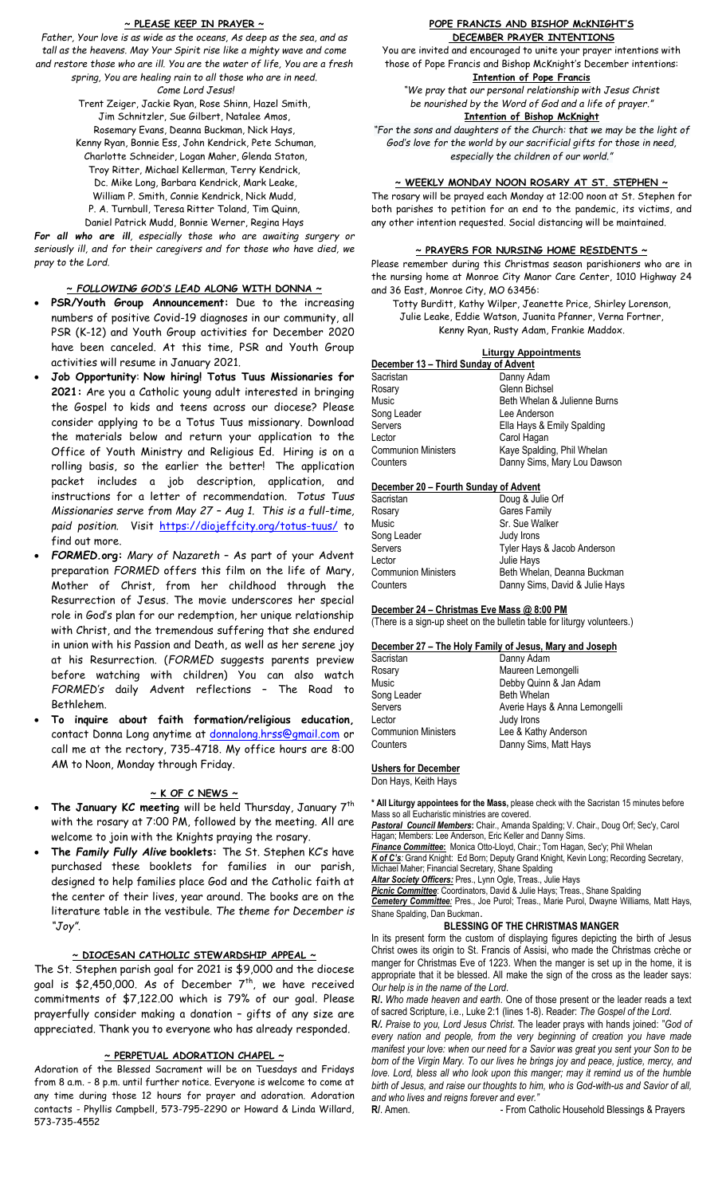## ~ PLEASE KEEP IN PRAYER ~

*Father, Your love is as wide as the oceans, As deep as the sea, and as tall as the heavens. May Your Spirit rise like a mighty wave and come and restore those who are ill. You are the water of life, You are a fresh spring, You are healing rain to all those who are in need.*
*Come Lord Jesus!*

Trent Zeiger, Jackie Ryan, Rose Shinn, Hazel Smith, Jim Schnitzler, Sue Gilbert, Natalee Amos, Rosemary Evans, Deanna Buckman, Nick Hays, Kenny Ryan, Bonnie Ess, John Kendrick, Pete Schuman, Charlotte Schneider, Logan Maher, Glenda Staton, Troy Ritter, Michael Kellerman, Terry Kendrick, Dc. Mike Long, Barbara Kendrick, Mark Leake, William P. Smith, Connie Kendrick, Nick Mudd, P. A. Turnbull, Teresa Ritter Toland, Tim Quinn, Daniel Patrick Mudd, Bonnie Werner, Regina Hays

***For all who are ill**, especially those who are awaiting surgery or seriously ill, and for their caregivers and for those who have died, we pray to the Lord.*

## ~ *FOLLOWING GOD'S LEAD* ALONG WITH DONNA ~

- **PSR/Youth Group Announcement:** Due to the increasing numbers of positive Covid-19 diagnoses in our community, all PSR (K-12) and Youth Group activities for December 2020 have been canceled. At this time, PSR and Youth Group activities will resume in January 2021.
- **Job Opportunity**: **Now hiring! Totus Tuus Missionaries for 2021:** Are you a Catholic young adult interested in bringing the Gospel to kids and teens across our diocese? Please consider applying to be a Totus Tuus missionary. Download the materials below and return your application to the Office of Youth Ministry and Religious Ed. Hiring is on a rolling basis, so the earlier the better! The application packet includes a job description, application, and instructions for a letter of recommendation. *Totus Tuus Missionaries serve from May 27 – Aug 1. This is a full-time, paid position.* Visit https://diojeffcity.org/totus-tuus/ to find out more.
- ***FORMED*.org:** *Mary of Nazareth* – As part of your Advent preparation *FORMED* offers this film on the life of Mary, Mother of Christ, from her childhood through the Resurrection of Jesus. The movie underscores her special role in God's plan for our redemption, her unique relationship with Christ, and the tremendous suffering that she endured in union with his Passion and Death, as well as her serene joy at his Resurrection. (*FORMED* suggests parents preview before watching with children) You can also watch *FORMED's* daily Advent reflections – The Road to Bethlehem.
- **To inquire about faith formation/religious education,** contact Donna Long anytime at donnalong.hrss@gmail.com or call me at the rectory, 735-4718. My office hours are 8:00 AM to Noon, Monday through Friday.

## ~ K OF C NEWS ~

- **The January KC meeting** will be held Thursday, January 7th with the rosary at 7:00 PM, followed by the meeting. All are welcome to join with the Knights praying the rosary.
- **The *Family Fully Alive* booklets:** The St. Stephen KC's have purchased these booklets for families in our parish, designed to help families place God and the Catholic faith at the center of their lives, year around. The books are on the literature table in the vestibule. *The theme for December is "Joy".*

## ~ DIOCESAN CATHOLIC STEWARDSHIP APPEAL ~

The St. Stephen parish goal for 2021 is $9,000 and the diocese goal is $2,450,000. As of December 7th, we have received commitments of $7,122.00 which is 79% of our goal. Please prayerfully consider making a donation – gifts of any size are appreciated. Thank you to everyone who has already responded.

## ~ PERPETUAL ADORATION CHAPEL ~

Adoration of the Blessed Sacrament will be on Tuesdays and Fridays from 8 a.m. - 8 p.m. until further notice. Everyone is welcome to come at any time during those 12 hours for prayer and adoration. Adoration contacts - Phyllis Campbell, 573-795-2290 or Howard & Linda Willard, 573-735-4552

## POPE FRANCIS AND BISHOP McKNIGHT'S DECEMBER PRAYER INTENTIONS

You are invited and encouraged to unite your prayer intentions with those of Pope Francis and Bishop McKnight's December intentions:

**Intention of Pope Francis**

*"We pray that our personal relationship with Jesus Christ be nourished by the Word of God and a life of prayer."*

**Intention of Bishop McKnight**

*"For the sons and daughters of the Church: that we may be the light of God's love for the world by our sacrificial gifts for those in need, especially the children of our world."*

## ~ WEEKLY MONDAY NOON ROSARY AT ST. STEPHEN ~

The rosary will be prayed each Monday at 12:00 noon at St. Stephen for both parishes to petition for an end to the pandemic, its victims, and any other intention requested. Social distancing will be maintained.

## ~ PRAYERS FOR NURSING HOME RESIDENTS ~

Please remember during this Christmas season parishioners who are in the nursing home at Monroe City Manor Care Center, 1010 Highway 24 and 36 East, Monroe City, MO 63456:

Totty Burditt, Kathy Wilper, Jeanette Price, Shirley Lorenson, Julie Leake, Eddie Watson, Juanita Pfanner, Verna Fortner, Kenny Ryan, Rusty Adam, Frankie Maddox.

## Liturgy Appointments

**December 13 – Third Sunday of Advent**

| | |
|---|---|
| Sacristan | Danny Adam |
| Rosary | Glenn Bichsel |
| Music | Beth Whelan & Julienne Burns |
| Song Leader | Lee Anderson |
| Servers | Ella Hays & Emily Spalding |
| Lector | Carol Hagan |
| Communion Ministers | Kaye Spalding, Phil Whelan |
| Counters | Danny Sims, Mary Lou Dawson |

**December 20 – Fourth Sunday of Advent**

| | |
|---|---|
| Sacristan | Doug & Julie Orf |
| Rosary | Gares Family |
| Music | Sr. Sue Walker |
| Song Leader | Judy Irons |
| Servers | Tyler Hays & Jacob Anderson |
| Lector | Julie Hays |
| Communion Ministers | Beth Whelan, Deanna Buckman |
| Counters | Danny Sims, David & Julie Hays |

**December 24 – Christmas Eve Mass @ 8:00 PM**

(There is a sign-up sheet on the bulletin table for liturgy volunteers.)

**December 27 – The Holy Family of Jesus, Mary and Joseph**

| | |
|---|---|
| Sacristan | Danny Adam |
| Rosary | Maureen Lemongelli |
| Music | Debby Quinn & Jan Adam |
| Song Leader | Beth Whelan |
| Servers | Averie Hays & Anna Lemongelli |
| Lector | Judy Irons |
| Communion Ministers | Lee & Kathy Anderson |
| Counters | Danny Sims, Matt Hays |

**Ushers for December**

Don Hays, Keith Hays

**\* All Liturgy appointees for the Mass,** please check with the Sacristan 15 minutes before Mass so all Eucharistic ministries are covered.

***Pastoral Council Members:*** Chair., Amanda Spalding; V. Chair., Doug Orf; Sec'y, Carol Hagan; Members: Lee Anderson, Eric Keller and Danny Sims.

***Finance Committee*:** Monica Otto-Lloyd, Chair.; Tom Hagan, Sec'y; Phil Whelan

***K of C's:*** Grand Knight: Ed Born; Deputy Grand Knight, Kevin Long; Recording Secretary, Michael Maher; Financial Secretary, Shane Spalding

***Altar Society Officers:*** Pres., Lynn Ogle, Treas., Julie Hays

***Picnic Committee*:** Coordinators, David & Julie Hays; Treas., Shane Spalding

***Cemetery Committee:*** Pres., Joe Purol; Treas., Marie Purol, Dwayne Williams, Matt Hays, Shane Spalding, Dan Buckman.

## BLESSING OF THE CHRISTMAS MANGER

In its present form the custom of displaying figures depicting the birth of Jesus Christ owes its origin to St. Francis of Assisi, who made the Christmas crèche or manger for Christmas Eve of 1223. When the manger is set up in the home, it is appropriate that it be blessed. All make the sign of the cross as the leader says: *Our help is in the name of the Lord.*

**R/.** *Who made heaven and earth.* One of those present or the leader reads a text of sacred Scripture, i.e., Luke 2:1 (lines 1-8). Reader: *The Gospel of the Lord.*

**R/.** *Praise to you, Lord Jesus Christ.* The leader prays with hands joined: *"God of every nation and people, from the very beginning of creation you have made manifest your love: when our need for a Savior was great you sent your Son to be born of the Virgin Mary. To our lives he brings joy and peace, justice, mercy, and love. Lord, bless all who look upon this manger; may it remind us of the humble birth of Jesus, and raise our thoughts to him, who is God-with-us and Savior of all, and who lives and reigns forever and ever."*

**R/.** Amen. - From Catholic Household Blessings & Prayers